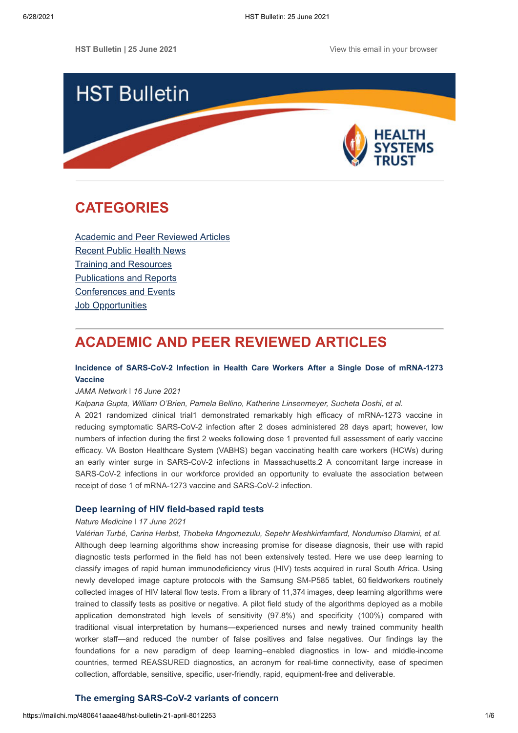HST Bulletin | 25 June 2021

View this email in your browser

# HST Bulletin

HEALTH SYSTEMS TRUST

## CATEGORIES

[Academic and Peer Reviewed Articles](#)
[Recent Public Health News](#)
[Training and Resources](#)
[Publications and Reports](#)
[Conferences and Events](#)
[Job Opportunities](#)

## ACADEMIC AND PEER REVIEWED ARTICLES

### Incidence of SARS-CoV-2 Infection in Health Care Workers After a Single Dose of mRNA-1273 Vaccine

*JAMA Network | 16 June 2021*

*Kalpana Gupta, William O'Brien, Pamela Bellino, Katherine Linsenmeyer, Sucheta Doshi, et al.*

A 2021 randomized clinical trial1 demonstrated remarkably high efficacy of mRNA-1273 vaccine in reducing symptomatic SARS-CoV-2 infection after 2 doses administered 28 days apart; however, low numbers of infection during the first 2 weeks following dose 1 prevented full assessment of early vaccine efficacy. VA Boston Healthcare System (VABHS) began vaccinating health care workers (HCWs) during an early winter surge in SARS-CoV-2 infections in Massachusetts.2 A concomitant large increase in SARS-CoV-2 infections in our workforce provided an opportunity to evaluate the association between receipt of dose 1 of mRNA-1273 vaccine and SARS-CoV-2 infection.

### Deep learning of HIV field-based rapid tests

*Nature Medicine | 17 June 2021*

*Valérian Turbé, Carina Herbst, Thobeka Mngomezulu, Sepehr Meshkinfamfard, Nondumiso Dlamini, et al.*

Although deep learning algorithms show increasing promise for disease diagnosis, their use with rapid diagnostic tests performed in the field has not been extensively tested. Here we use deep learning to classify images of rapid human immunodeficiency virus (HIV) tests acquired in rural South Africa. Using newly developed image capture protocols with the Samsung SM-P585 tablet, 60 fieldworkers routinely collected images of HIV lateral flow tests. From a library of 11,374 images, deep learning algorithms were trained to classify tests as positive or negative. A pilot field study of the algorithms deployed as a mobile application demonstrated high levels of sensitivity (97.8%) and specificity (100%) compared with traditional visual interpretation by humans—experienced nurses and newly trained community health worker staff—and reduced the number of false positives and false negatives. Our findings lay the foundations for a new paradigm of deep learning–enabled diagnostics in low- and middle-income countries, termed REASSURED diagnostics, an acronym for real-time connectivity, ease of specimen collection, affordable, sensitive, specific, user-friendly, rapid, equipment-free and deliverable.

### The emerging SARS-CoV-2 variants of concern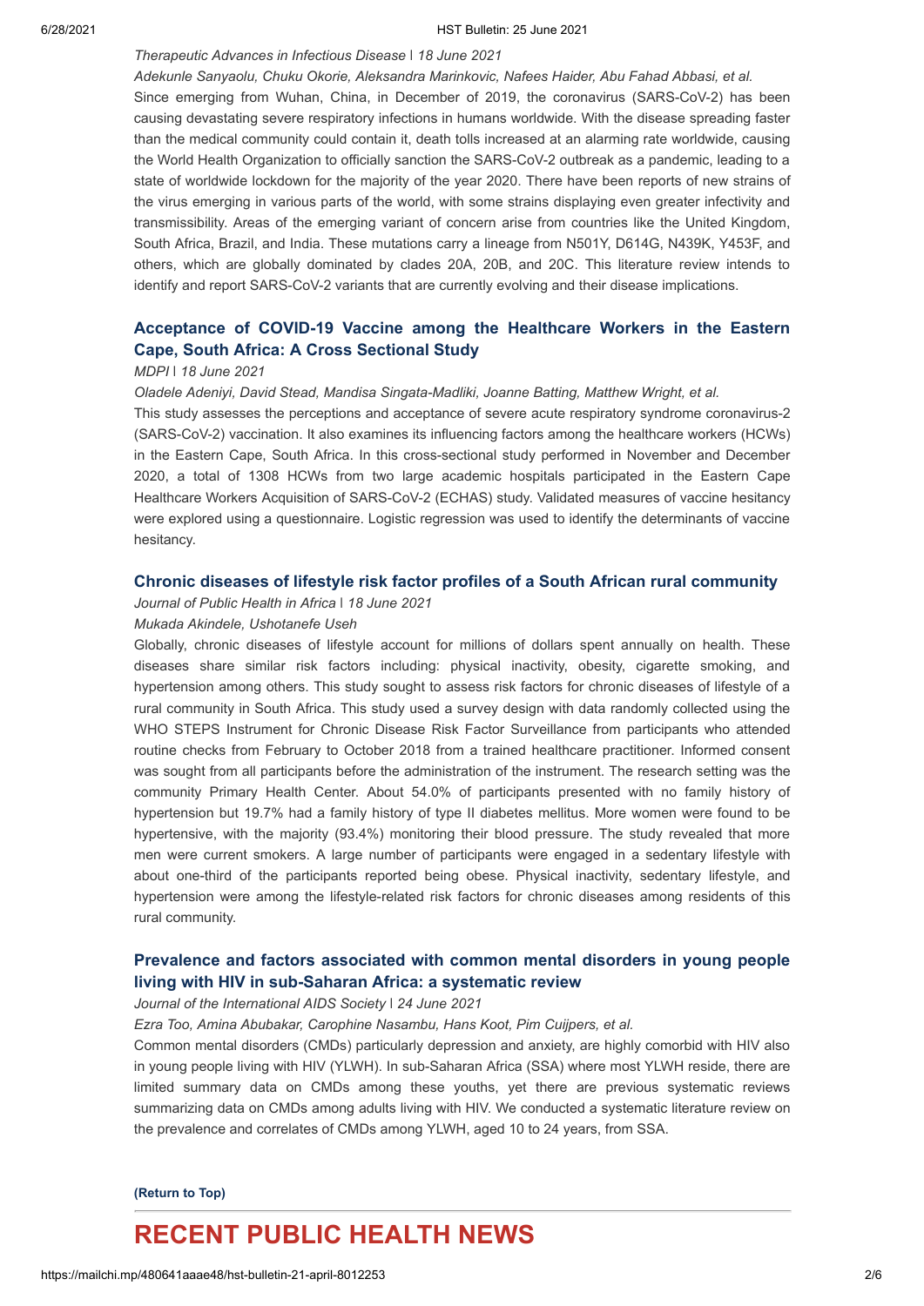*Therapeutic Advances in Infectious Disease | 18 June 2021*

*Adekunle Sanyaolu, Chuku Okorie, Aleksandra Marinkovic, Nafees Haider, Abu Fahad Abbasi, et al.*

Since emerging from Wuhan, China, in December of 2019, the coronavirus (SARS-CoV-2) has been causing devastating severe respiratory infections in humans worldwide. With the disease spreading faster than the medical community could contain it, death tolls increased at an alarming rate worldwide, causing the World Health Organization to officially sanction the SARS-CoV-2 outbreak as a pandemic, leading to a state of worldwide lockdown for the majority of the year 2020. There have been reports of new strains of the virus emerging in various parts of the world, with some strains displaying even greater infectivity and transmissibility. Areas of the emerging variant of concern arise from countries like the United Kingdom, South Africa, Brazil, and India. These mutations carry a lineage from N501Y, D614G, N439K, Y453F, and others, which are globally dominated by clades 20A, 20B, and 20C. This literature review intends to identify and report SARS-CoV-2 variants that are currently evolving and their disease implications.

### Acceptance of COVID-19 Vaccine among the Healthcare Workers in the Eastern Cape, South Africa: A Cross Sectional Study

*MDPI | 18 June 2021*

*Oladele Adeniyi, David Stead, Mandisa Singata-Madliki, Joanne Batting, Matthew Wright, et al.*

This study assesses the perceptions and acceptance of severe acute respiratory syndrome coronavirus-2 (SARS-CoV-2) vaccination. It also examines its influencing factors among the healthcare workers (HCWs) in the Eastern Cape, South Africa. In this cross-sectional study performed in November and December 2020, a total of 1308 HCWs from two large academic hospitals participated in the Eastern Cape Healthcare Workers Acquisition of SARS-CoV-2 (ECHAS) study. Validated measures of vaccine hesitancy were explored using a questionnaire. Logistic regression was used to identify the determinants of vaccine hesitancy.

### Chronic diseases of lifestyle risk factor profiles of a South African rural community

*Journal of Public Health in Africa | 18 June 2021*

*Mukada Akindele, Ushotanefe Useh*

Globally, chronic diseases of lifestyle account for millions of dollars spent annually on health. These diseases share similar risk factors including: physical inactivity, obesity, cigarette smoking, and hypertension among others. This study sought to assess risk factors for chronic diseases of lifestyle of a rural community in South Africa. This study used a survey design with data randomly collected using the WHO STEPS Instrument for Chronic Disease Risk Factor Surveillance from participants who attended routine checks from February to October 2018 from a trained healthcare practitioner. Informed consent was sought from all participants before the administration of the instrument. The research setting was the community Primary Health Center. About 54.0% of participants presented with no family history of hypertension but 19.7% had a family history of type II diabetes mellitus. More women were found to be hypertensive, with the majority (93.4%) monitoring their blood pressure. The study revealed that more men were current smokers. A large number of participants were engaged in a sedentary lifestyle with about one-third of the participants reported being obese. Physical inactivity, sedentary lifestyle, and hypertension were among the lifestyle-related risk factors for chronic diseases among residents of this rural community.

### Prevalence and factors associated with common mental disorders in young people living with HIV in sub-Saharan Africa: a systematic review

*Journal of the International AIDS Society | 24 June 2021*

*Ezra Too, Amina Abubakar, Carophine Nasambu, Hans Koot, Pim Cuijpers, et al.*

Common mental disorders (CMDs) particularly depression and anxiety, are highly comorbid with HIV also in young people living with HIV (YLWH). In sub-Saharan Africa (SSA) where most YLWH reside, there are limited summary data on CMDs among these youths, yet there are previous systematic reviews summarizing data on CMDs among adults living with HIV. We conducted a systematic literature review on the prevalence and correlates of CMDs among YLWH, aged 10 to 24 years, from SSA.

**(Return to Top)**

## RECENT PUBLIC HEALTH NEWS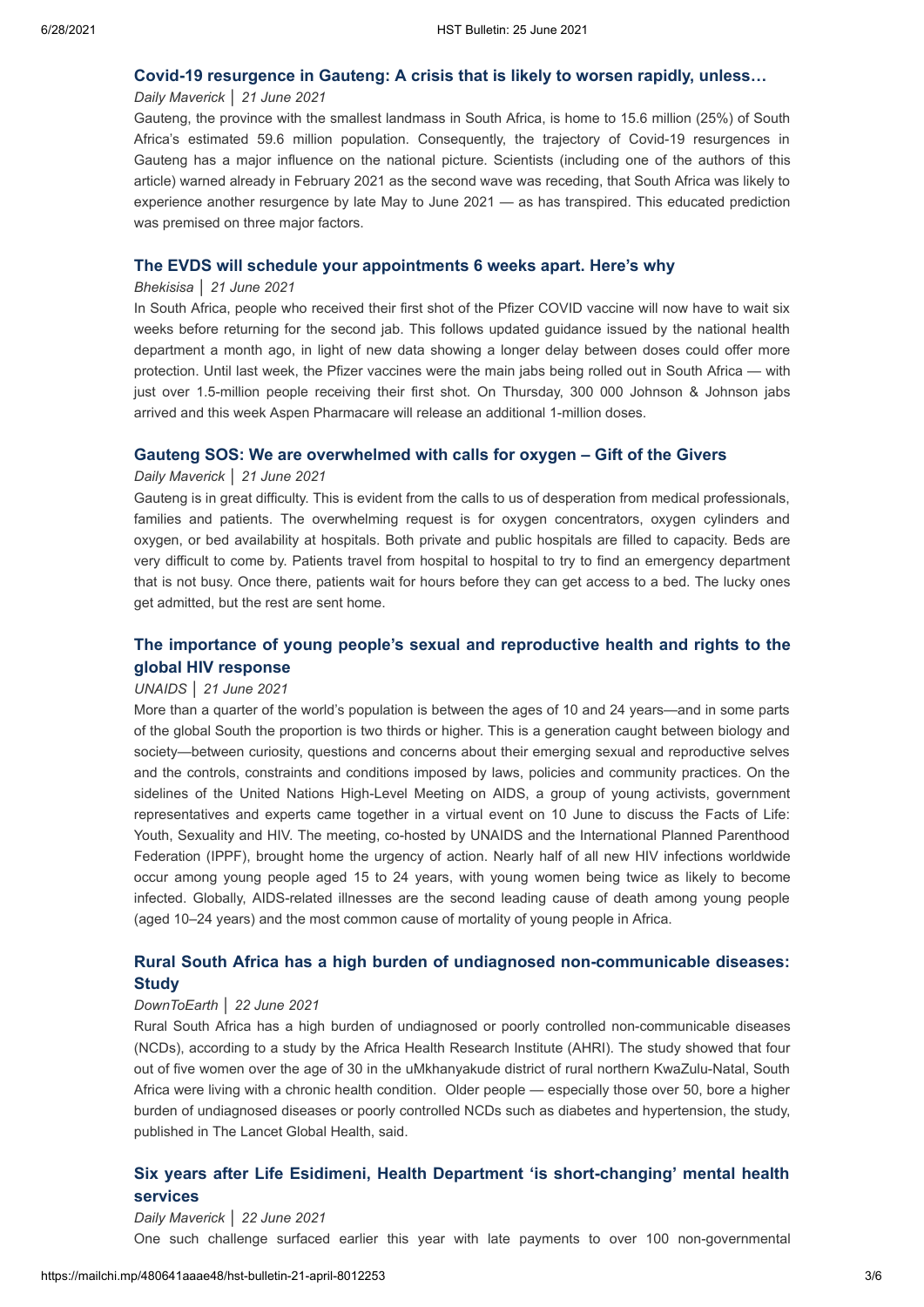### Covid-19 resurgence in Gauteng: A crisis that is likely to worsen rapidly, unless…

*Daily Maverick │ 21 June 2021*

Gauteng, the province with the smallest landmass in South Africa, is home to 15.6 million (25%) of South Africa's estimated 59.6 million population. Consequently, the trajectory of Covid-19 resurgences in Gauteng has a major influence on the national picture. Scientists (including one of the authors of this article) warned already in February 2021 as the second wave was receding, that South Africa was likely to experience another resurgence by late May to June 2021 — as has transpired. This educated prediction was premised on three major factors.

### The EVDS will schedule your appointments 6 weeks apart. Here's why

*Bhekisisa │ 21 June 2021*

In South Africa, people who received their first shot of the Pfizer COVID vaccine will now have to wait six weeks before returning for the second jab. This follows updated guidance issued by the national health department a month ago, in light of new data showing a longer delay between doses could offer more protection. Until last week, the Pfizer vaccines were the main jabs being rolled out in South Africa — with just over 1.5-million people receiving their first shot. On Thursday, 300 000 Johnson & Johnson jabs arrived and this week Aspen Pharmacare will release an additional 1-million doses.

### Gauteng SOS: We are overwhelmed with calls for oxygen – Gift of the Givers

*Daily Maverick │ 21 June 2021*

Gauteng is in great difficulty. This is evident from the calls to us of desperation from medical professionals, families and patients. The overwhelming request is for oxygen concentrators, oxygen cylinders and oxygen, or bed availability at hospitals. Both private and public hospitals are filled to capacity. Beds are very difficult to come by. Patients travel from hospital to hospital to try to find an emergency department that is not busy. Once there, patients wait for hours before they can get access to a bed. The lucky ones get admitted, but the rest are sent home.

### The importance of young people's sexual and reproductive health and rights to the global HIV response

*UNAIDS │ 21 June 2021*

More than a quarter of the world's population is between the ages of 10 and 24 years—and in some parts of the global South the proportion is two thirds or higher. This is a generation caught between biology and society—between curiosity, questions and concerns about their emerging sexual and reproductive selves and the controls, constraints and conditions imposed by laws, policies and community practices. On the sidelines of the United Nations High-Level Meeting on AIDS, a group of young activists, government representatives and experts came together in a virtual event on 10 June to discuss the Facts of Life: Youth, Sexuality and HIV. The meeting, co-hosted by UNAIDS and the International Planned Parenthood Federation (IPPF), brought home the urgency of action. Nearly half of all new HIV infections worldwide occur among young people aged 15 to 24 years, with young women being twice as likely to become infected. Globally, AIDS-related illnesses are the second leading cause of death among young people (aged 10–24 years) and the most common cause of mortality of young people in Africa.

### Rural South Africa has a high burden of undiagnosed non-communicable diseases: Study

*DownToEarth │ 22 June 2021*

Rural South Africa has a high burden of undiagnosed or poorly controlled non-communicable diseases (NCDs), according to a study by the Africa Health Research Institute (AHRI). The study showed that four out of five women over the age of 30 in the uMkhanyakude district of rural northern KwaZulu-Natal, South Africa were living with a chronic health condition. Older people — especially those over 50, bore a higher burden of undiagnosed diseases or poorly controlled NCDs such as diabetes and hypertension, the study, published in The Lancet Global Health, said.

### Six years after Life Esidimeni, Health Department 'is short-changing' mental health services

*Daily Maverick │ 22 June 2021*

One such challenge surfaced earlier this year with late payments to over 100 non-governmental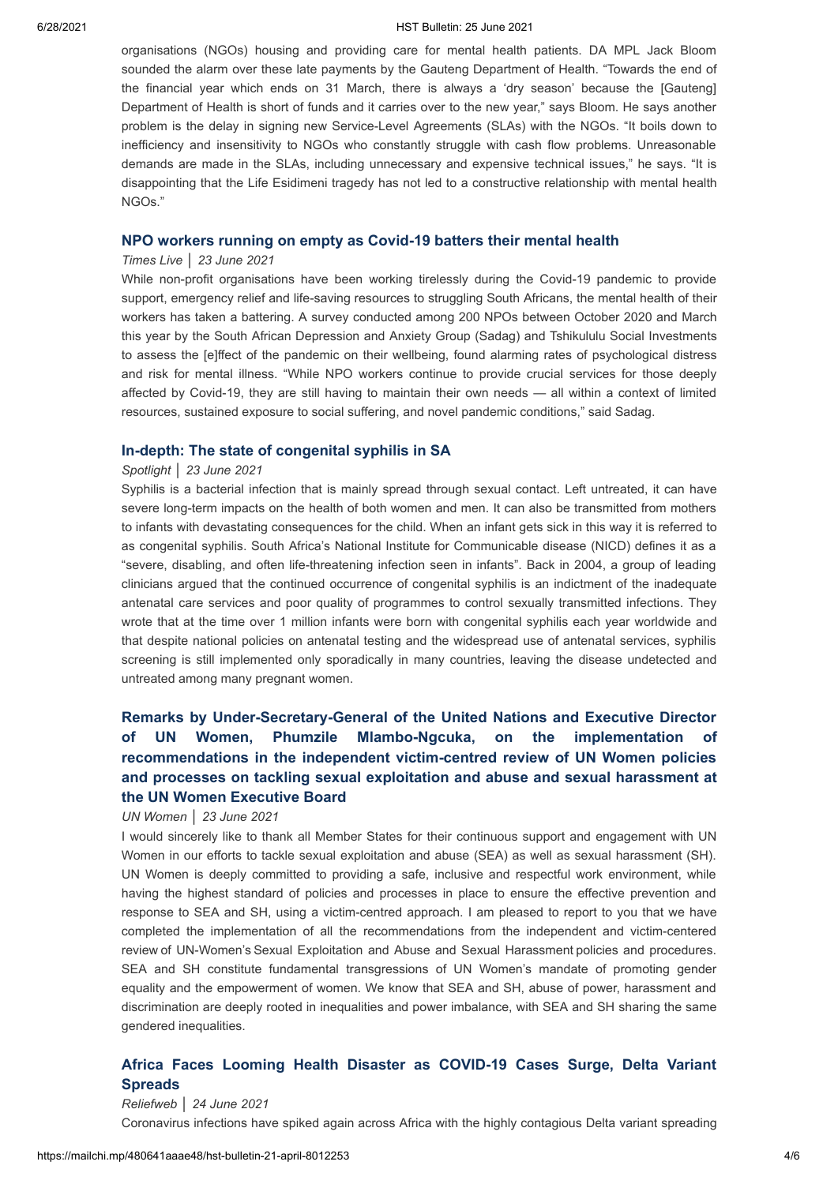organisations (NGOs) housing and providing care for mental health patients. DA MPL Jack Bloom sounded the alarm over these late payments by the Gauteng Department of Health. "Towards the end of the financial year which ends on 31 March, there is always a 'dry season' because the [Gauteng] Department of Health is short of funds and it carries over to the new year," says Bloom. He says another problem is the delay in signing new Service-Level Agreements (SLAs) with the NGOs. "It boils down to inefficiency and insensitivity to NGOs who constantly struggle with cash flow problems. Unreasonable demands are made in the SLAs, including unnecessary and expensive technical issues," he says. "It is disappointing that the Life Esidimeni tragedy has not led to a constructive relationship with mental health NGOs."

### NPO workers running on empty as Covid-19 batters their mental health

*Times Live* │ *23 June 2021*

While non-profit organisations have been working tirelessly during the Covid-19 pandemic to provide support, emergency relief and life-saving resources to struggling South Africans, the mental health of their workers has taken a battering. A survey conducted among 200 NPOs between October 2020 and March this year by the South African Depression and Anxiety Group (Sadag) and Tshikululu Social Investments to assess the [e]ffect of the pandemic on their wellbeing, found alarming rates of psychological distress and risk for mental illness. "While NPO workers continue to provide crucial services for those deeply affected by Covid-19, they are still having to maintain their own needs — all within a context of limited resources, sustained exposure to social suffering, and novel pandemic conditions," said Sadag.

### In-depth: The state of congenital syphilis in SA

*Spotlight* │ *23 June 2021*

Syphilis is a bacterial infection that is mainly spread through sexual contact. Left untreated, it can have severe long-term impacts on the health of both women and men. It can also be transmitted from mothers to infants with devastating consequences for the child. When an infant gets sick in this way it is referred to as congenital syphilis. South Africa's National Institute for Communicable disease (NICD) defines it as a "severe, disabling, and often life-threatening infection seen in infants". Back in 2004, a group of leading clinicians argued that the continued occurrence of congenital syphilis is an indictment of the inadequate antenatal care services and poor quality of programmes to control sexually transmitted infections. They wrote that at the time over 1 million infants were born with congenital syphilis each year worldwide and that despite national policies on antenatal testing and the widespread use of antenatal services, syphilis screening is still implemented only sporadically in many countries, leaving the disease undetected and untreated among many pregnant women.

### Remarks by Under-Secretary-General of the United Nations and Executive Director of UN Women, Phumzile Mlambo-Ngcuka, on the implementation of recommendations in the independent victim-centred review of UN Women policies and processes on tackling sexual exploitation and abuse and sexual harassment at the UN Women Executive Board

*UN Women* │ *23 June 2021*

I would sincerely like to thank all Member States for their continuous support and engagement with UN Women in our efforts to tackle sexual exploitation and abuse (SEA) as well as sexual harassment (SH). UN Women is deeply committed to providing a safe, inclusive and respectful work environment, while having the highest standard of policies and processes in place to ensure the effective prevention and response to SEA and SH, using a victim-centred approach. I am pleased to report to you that we have completed the implementation of all the recommendations from the independent and victim-centered review of UN-Women's Sexual Exploitation and Abuse and Sexual Harassment policies and procedures. SEA and SH constitute fundamental transgressions of UN Women's mandate of promoting gender equality and the empowerment of women. We know that SEA and SH, abuse of power, harassment and discrimination are deeply rooted in inequalities and power imbalance, with SEA and SH sharing the same gendered inequalities.

### Africa Faces Looming Health Disaster as COVID-19 Cases Surge, Delta Variant Spreads

*Reliefweb* │ *24 June 2021*

Coronavirus infections have spiked again across Africa with the highly contagious Delta variant spreading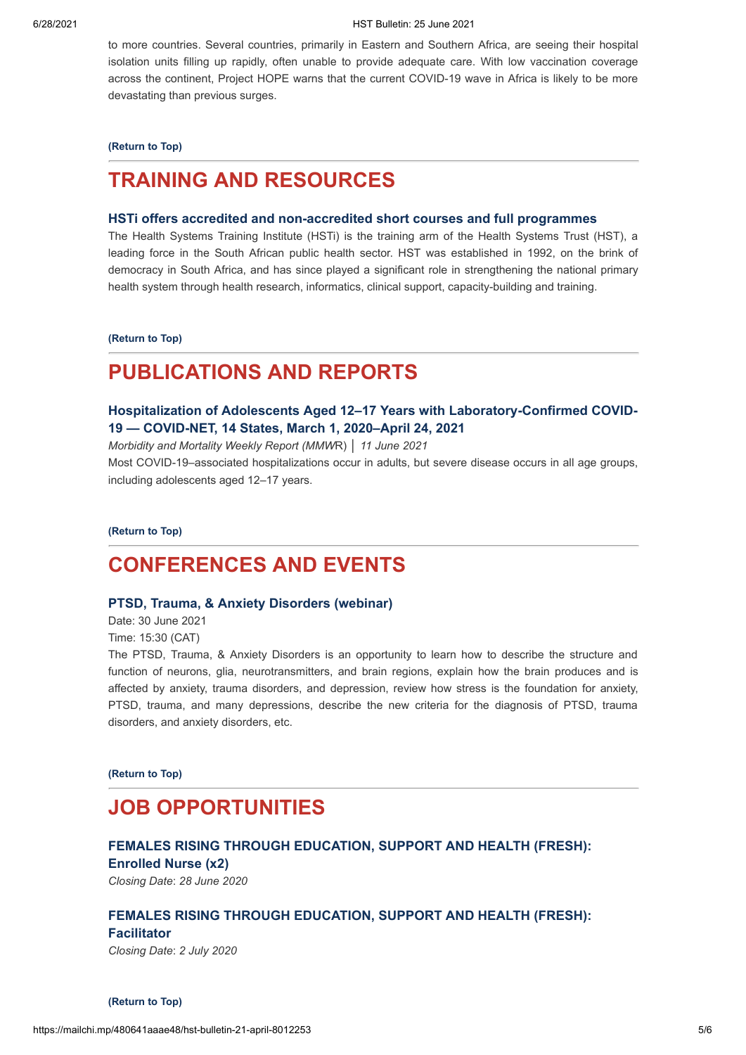to more countries. Several countries, primarily in Eastern and Southern Africa, are seeing their hospital isolation units filling up rapidly, often unable to provide adequate care. With low vaccination coverage across the continent, Project HOPE warns that the current COVID-19 wave in Africa is likely to be more devastating than previous surges.

**(Return to Top)**

---

# TRAINING AND RESOURCES

### HSTi offers accredited and non-accredited short courses and full programmes

The Health Systems Training Institute (HSTi) is the training arm of the Health Systems Trust (HST), a leading force in the South African public health sector. HST was established in 1992, on the brink of democracy in South Africa, and has since played a significant role in strengthening the national primary health system through health research, informatics, clinical support, capacity-building and training.

**(Return to Top)**

---

# PUBLICATIONS AND REPORTS

### Hospitalization of Adolescents Aged 12–17 Years with Laboratory-Confirmed COVID-19 — COVID-NET, 14 States, March 1, 2020–April 24, 2021

*Morbidity and Mortality Weekly Report (MMWR)* │ *11 June 2021*

Most COVID-19–associated hospitalizations occur in adults, but severe disease occurs in all age groups, including adolescents aged 12–17 years.

**(Return to Top)**

---

# CONFERENCES AND EVENTS

### PTSD, Trauma, & Anxiety Disorders (webinar)

Date: 30 June 2021

Time: 15:30 (CAT)

The PTSD, Trauma, & Anxiety Disorders is an opportunity to learn how to describe the structure and function of neurons, glia, neurotransmitters, and brain regions, explain how the brain produces and is affected by anxiety, trauma disorders, and depression, review how stress is the foundation for anxiety, PTSD, trauma, and many depressions, describe the new criteria for the diagnosis of PTSD, trauma disorders, and anxiety disorders, etc.

**(Return to Top)**

---

# JOB OPPORTUNITIES

### FEMALES RISING THROUGH EDUCATION, SUPPORT AND HEALTH (FRESH): Enrolled Nurse (x2)

*Closing Date*: *28 June 2020*

### FEMALES RISING THROUGH EDUCATION, SUPPORT AND HEALTH (FRESH): Facilitator

*Closing Date*: *2 July 2020*

**(Return to Top)**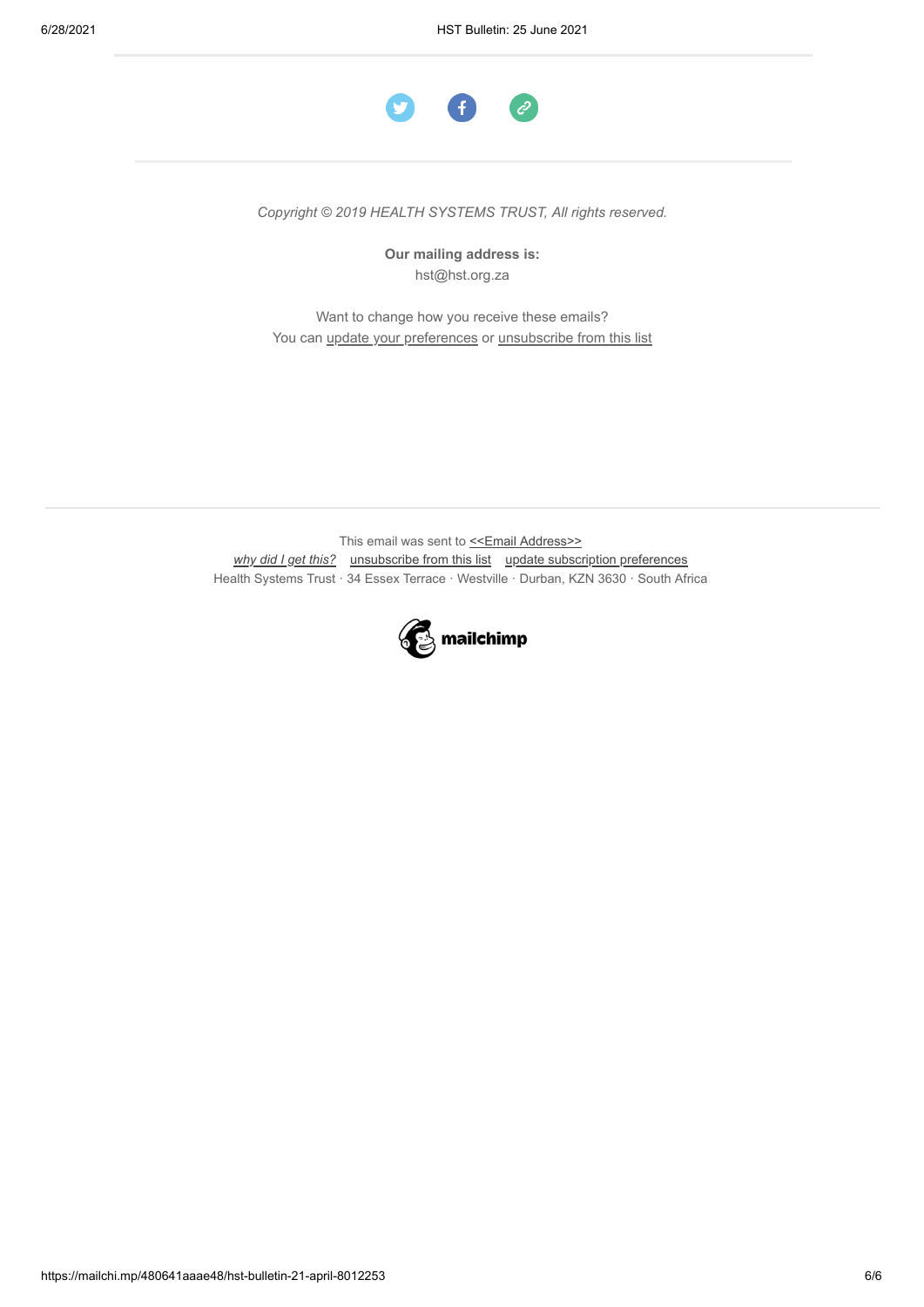*Copyright © 2019 HEALTH SYSTEMS TRUST, All rights reserved.*

**Our mailing address is:**
hst@hst.org.za

Want to change how you receive these emails?
You can update your preferences or unsubscribe from this list

This email was sent to <<Email Address>>
*why did I get this?* unsubscribe from this list update subscription preferences
Health Systems Trust · 34 Essex Terrace · Westville · Durban, KZN 3630 · South Africa

mailchimp